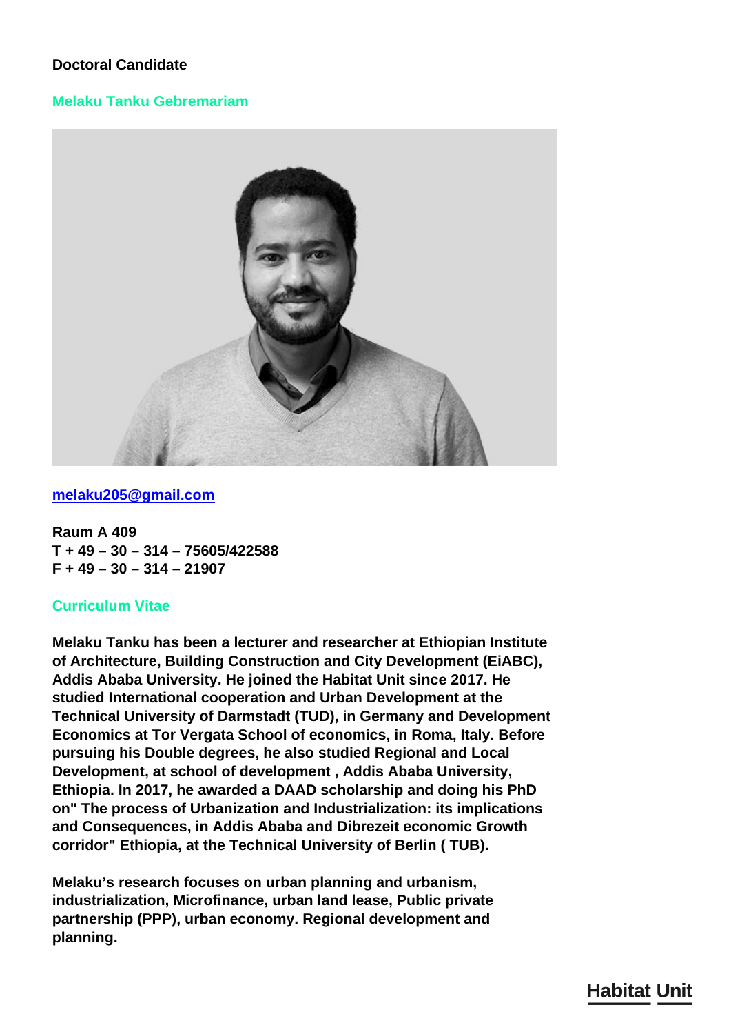**Doctoral Candidate**

## Melaku Tanku Gebremariam

[melaku205@gmail.com](mailto:melaku205@gmail.com)

**Raum A 409**
**T + 49 – 30 – 314 – 75605/422588**
**F + 49 – 30 – 314 – 21907**

## Curriculum Vitae

**Melaku Tanku has been a lecturer and researcher at Ethiopian Institute of Architecture, Building Construction and City Development (EiABC), Addis Ababa University. He joined the Habitat Unit since 2017. He studied International cooperation and Urban Development at the Technical University of Darmstadt (TUD), in Germany and Development Economics at Tor Vergata School of economics, in Roma, Italy. Before pursuing his Double degrees, he also studied Regional and Local Development, at school of development , Addis Ababa University, Ethiopia. In 2017, he awarded a DAAD scholarship and doing his PhD on" The process of Urbanization and Industrialization: its implications and Consequences, in Addis Ababa and Dibrezeit economic Growth corridor" Ethiopia, at the Technical University of Berlin ( TUB).**

**Melaku's research focuses on urban planning and urbanism, industrialization, Microfinance, urban land lease, Public private partnership (PPP), urban economy. Regional development and planning.**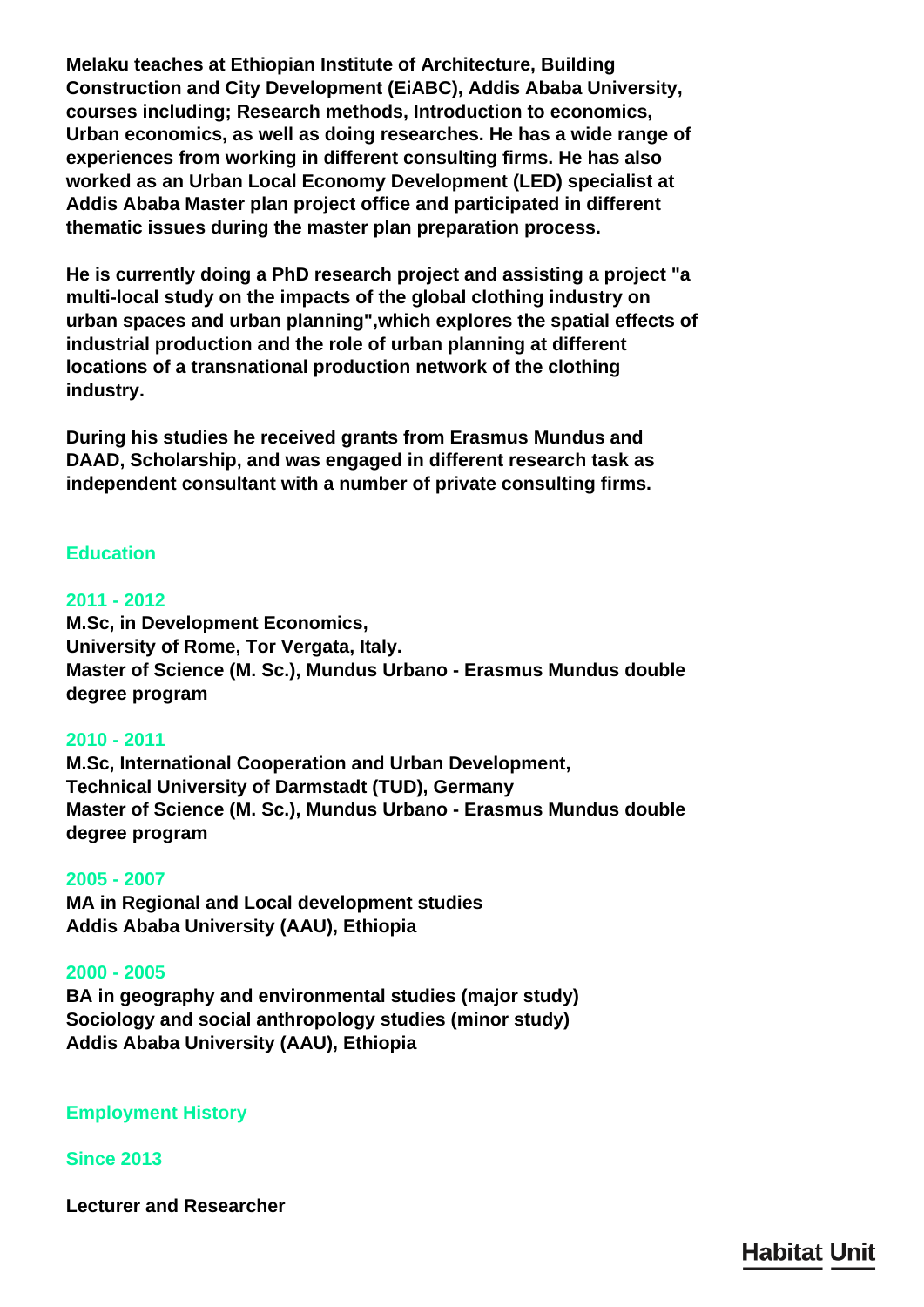**Melaku teaches at Ethiopian Institute of Architecture, Building Construction and City Development (EiABC), Addis Ababa University, courses including; Research methods, Introduction to economics, Urban economics, as well as doing researches. He has a wide range of experiences from working in different consulting firms. He has also worked as an Urban Local Economy Development (LED) specialist at Addis Ababa Master plan project office and participated in different thematic issues during the master plan preparation process.**

**He is currently doing a PhD research project and assisting a project "a multi-local study on the impacts of the global clothing industry on urban spaces and urban planning",which explores the spatial effects of industrial production and the role of urban planning at different locations of a transnational production network of the clothing industry.**

**During his studies he received grants from Erasmus Mundus and DAAD, Scholarship, and was engaged in different research task as independent consultant with a number of private consulting firms.**

## Education

### 2011 - 2012

**M.Sc, in Development Economics,**
**University of Rome, Tor Vergata, Italy.**
**Master of Science (M. Sc.), Mundus Urbano - Erasmus Mundus double degree program**

### 2010 - 2011

**M.Sc, International Cooperation and Urban Development,**
**Technical University of Darmstadt (TUD), Germany**
**Master of Science (M. Sc.), Mundus Urbano - Erasmus Mundus double degree program**

### 2005 - 2007

**MA in Regional and Local development studies**
**Addis Ababa University (AAU), Ethiopia**

### 2000 - 2005

**BA in geography and environmental studies (major study)**
**Sociology and social anthropology studies (minor study)**
**Addis Ababa University (AAU), Ethiopia**

## Employment History

### Since 2013

**Lecturer and Researcher**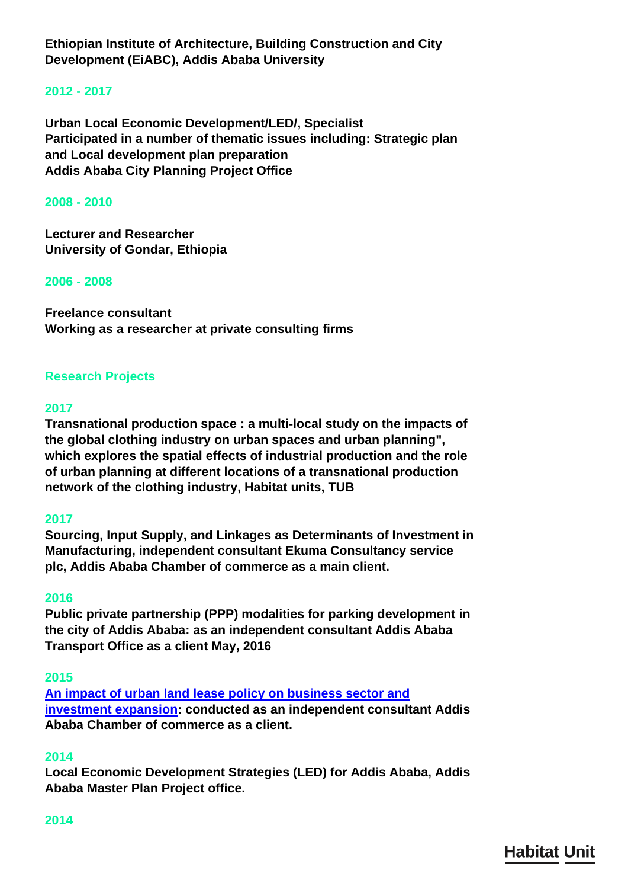**Ethiopian Institute of Architecture, Building Construction and City Development (EiABC), Addis Ababa University**

**2012 - 2017**

**Urban Local Economic Development/LED/, Specialist**
**Participated in a number of thematic issues including: Strategic plan and Local development plan preparation**
**Addis Ababa City Planning Project Office**

**2008 - 2010**

**Lecturer and Researcher**
**University of Gondar, Ethiopia**

**2006 - 2008**

**Freelance consultant**
**Working as a researcher at private consulting firms**

## Research Projects

**2017**
**Transnational production space : a multi-local study on the impacts of the global clothing industry on urban spaces and urban planning", which explores the spatial effects of industrial production and the role of urban planning at different locations of a transnational production network of the clothing industry, Habitat units, TUB**

**2017**
**Sourcing, Input Supply, and Linkages as Determinants of Investment in Manufacturing, independent consultant Ekuma Consultancy service plc, Addis Ababa Chamber of commerce as a main client.**

**2016**
**Public private partnership (PPP) modalities for parking development in the city of Addis Ababa: as an independent consultant Addis Ababa Transport Office as a client May, 2016**

**2015**
**An impact of urban land lease policy on business sector and investment expansion: conducted as an independent consultant Addis Ababa Chamber of commerce as a client.**

**2014**
**Local Economic Development Strategies (LED) for Addis Ababa, Addis Ababa Master Plan Project office.**

**2014**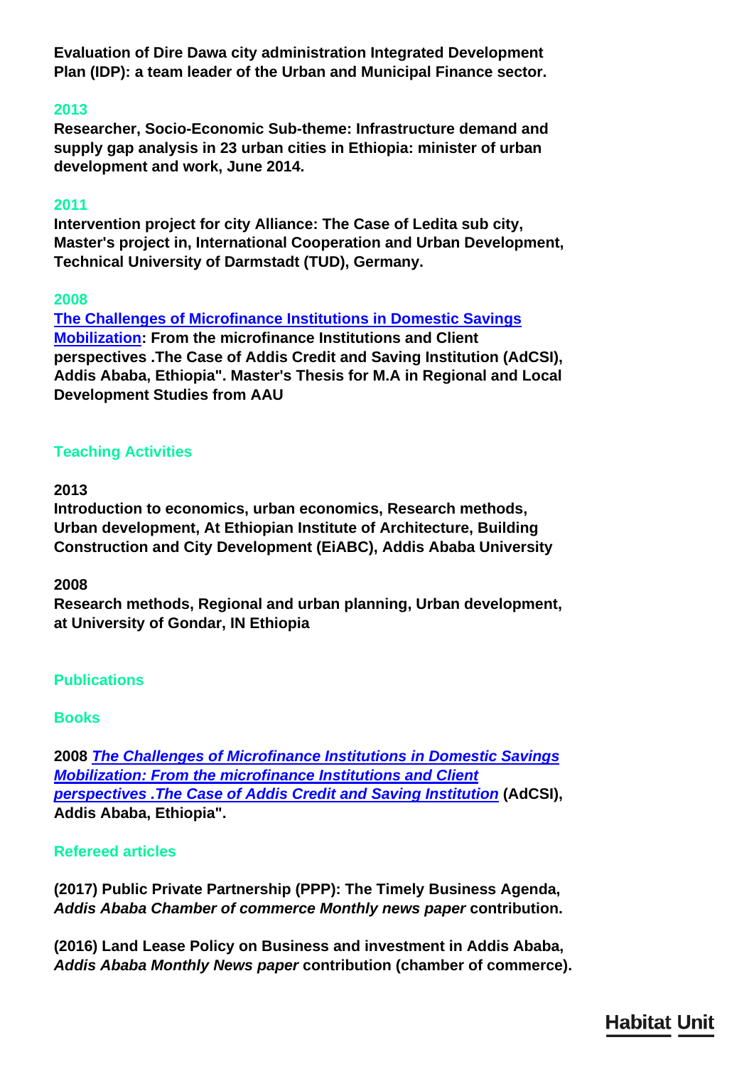**Evaluation of Dire Dawa city administration Integrated Development Plan (IDP): a team leader of the Urban and Municipal Finance sector.**

### 2013

**Researcher, Socio-Economic Sub-theme: Infrastructure demand and supply gap analysis in 23 urban cities in Ethiopia: minister of urban development and work, June 2014.**

### 2011

**Intervention project for city Alliance: The Case of Ledita sub city, Master's project in, International Cooperation and Urban Development, Technical University of Darmstadt (TUD), Germany.**

### 2008

**The Challenges of Microfinance Institutions in Domestic Savings Mobilization: From the microfinance Institutions and Client perspectives .The Case of Addis Credit and Saving Institution (AdCSI), Addis Ababa, Ethiopia". Master's Thesis for M.A in Regional and Local Development Studies from AAU**

## Teaching Activities

**2013**
**Introduction to economics, urban economics, Research methods, Urban development, At Ethiopian Institute of Architecture, Building Construction and City Development (EiABC), Addis Ababa University**

**2008**
**Research methods, Regional and urban planning, Urban development, at University of Gondar, IN Ethiopia**

## Publications

### Books

**2008** ***The Challenges of Microfinance Institutions in Domestic Savings Mobilization: From the microfinance Institutions and Client perspectives .The Case of Addis Credit and Saving Institution*** **(AdCSI), Addis Ababa, Ethiopia".**

### Refereed articles

**(2017) Public Private Partnership (PPP): The Timely Business Agenda, *Addis Ababa Chamber of commerce Monthly news paper* contribution.**

**(2016) Land Lease Policy on Business and investment in Addis Ababa, *Addis Ababa Monthly News paper* contribution (chamber of commerce).**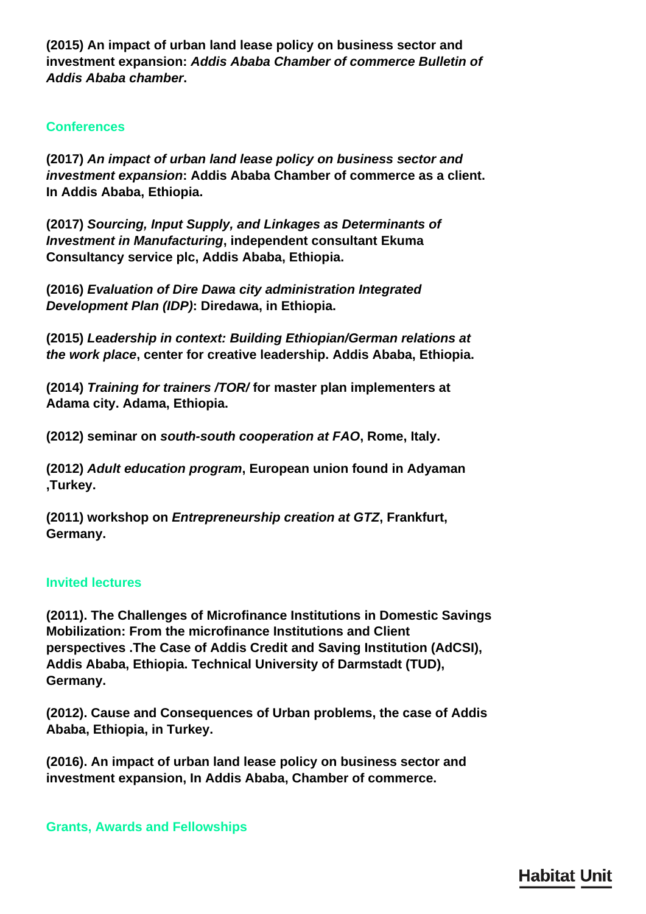**(2015) An impact of urban land lease policy on business sector and investment expansion: *Addis Ababa Chamber of commerce Bulletin of Addis Ababa chamber*.**

## Conferences

**(2017) *An impact of urban land lease policy on business sector and investment expansion*: Addis Ababa Chamber of commerce as a client. In Addis Ababa, Ethiopia.**

**(2017) *Sourcing, Input Supply, and Linkages as Determinants of Investment in Manufacturing*, independent consultant Ekuma Consultancy service plc, Addis Ababa, Ethiopia.**

**(2016) *Evaluation of Dire Dawa city administration Integrated Development Plan (IDP)*: Diredawa, in Ethiopia.**

**(2015) *Leadership in context: Building Ethiopian/German relations at the work place*, center for creative leadership. Addis Ababa, Ethiopia.**

**(2014) *Training for trainers /TOR/* for master plan implementers at Adama city. Adama, Ethiopia.**

**(2012) seminar on *south-south cooperation at FAO*, Rome, Italy.**

**(2012) *Adult education program*, European union found in Adyaman ,Turkey.**

**(2011) workshop on *Entrepreneurship creation at GTZ*, Frankfurt, Germany.**

## Invited lectures

**(2011). The Challenges of Microfinance Institutions in Domestic Savings Mobilization: From the microfinance Institutions and Client perspectives .The Case of Addis Credit and Saving Institution (AdCSI), Addis Ababa, Ethiopia. Technical University of Darmstadt (TUD), Germany.**

**(2012). Cause and Consequences of Urban problems, the case of Addis Ababa, Ethiopia, in Turkey.**

**(2016). An impact of urban land lease policy on business sector and investment expansion, In Addis Ababa, Chamber of commerce.**

## Grants, Awards and Fellowships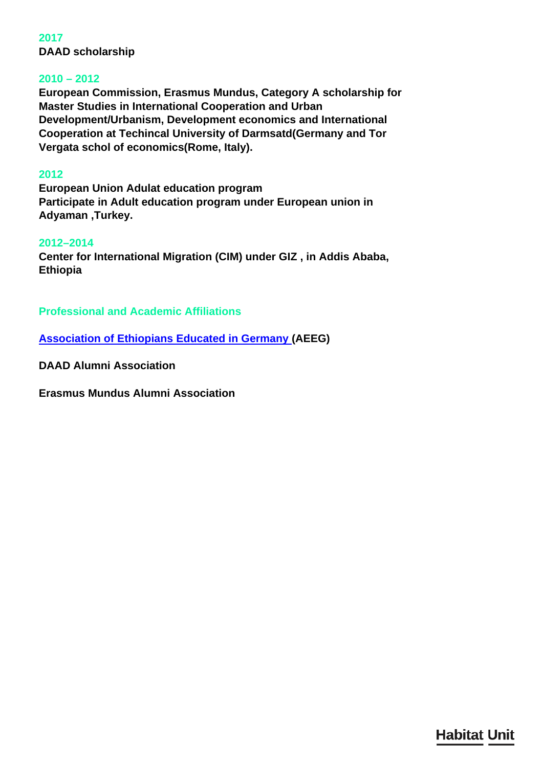**2017**
**DAAD scholarship**

**2010 – 2012**
**European Commission, Erasmus Mundus, Category A scholarship for Master Studies in International Cooperation and Urban Development/Urbanism, Development economics and International Cooperation at Techincal University of Darmsatd(Germany and Tor Vergata schol of economics(Rome, Italy).**

**2012**
**European Union Adulat education program**
**Participate in Adult education program under European union in Adyaman ,Turkey.**

**2012–2014**
**Center for International Migration (CIM) under GIZ , in Addis Ababa, Ethiopia**

## Professional and Academic Affiliations

**Association of Ethiopians Educated in Germany (AEEG)**

**DAAD Alumni Association**

**Erasmus Mundus Alumni Association**